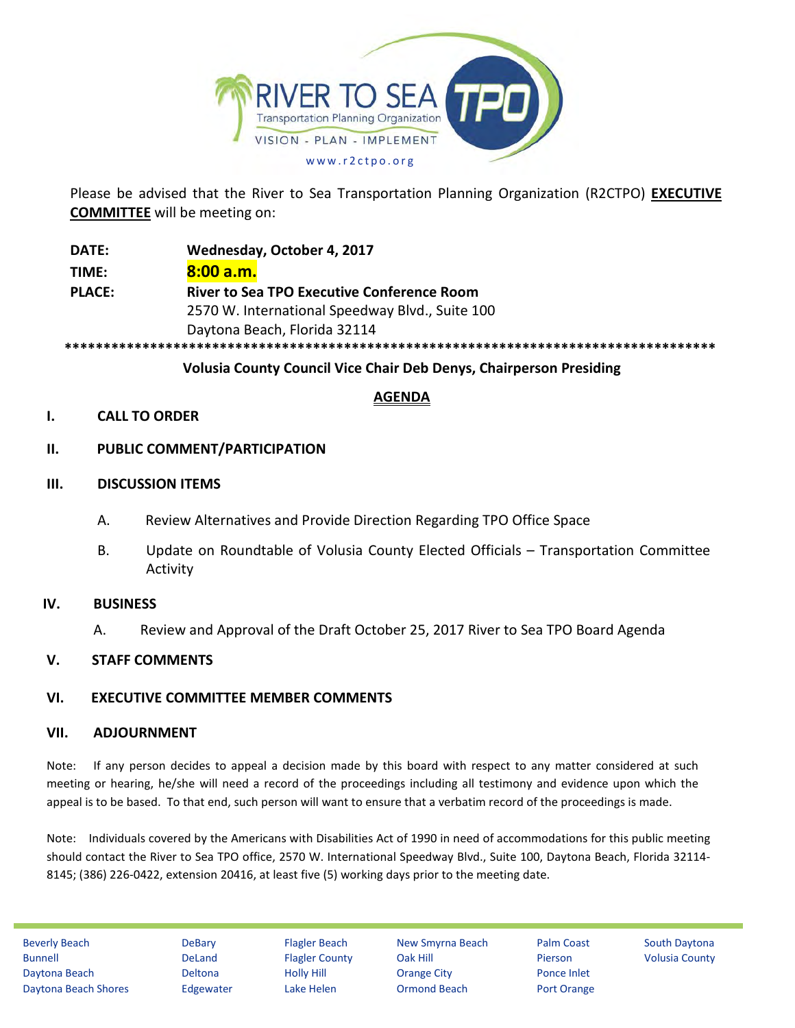RIVER TO SEA TPO
Transportation Planning Organization
VISION - PLAN - IMPLEMENT
www.r2ctpo.org

Please be advised that the River to Sea Transportation Planning Organization (R2CTPO) **EXECUTIVE COMMITTEE** will be meeting on:

**DATE:** **Wednesday, October 4, 2017**

**TIME:** **8:00 a.m.**

**PLACE:** **River to Sea TPO Executive Conference Room**
2570 W. International Speedway Blvd., Suite 100
Daytona Beach, Florida 32114

**************************************************************************************

**Volusia County Council Vice Chair Deb Denys, Chairperson Presiding**

## AGENDA

**I. CALL TO ORDER**

**II. PUBLIC COMMENT/PARTICIPATION**

**III. DISCUSSION ITEMS**

A. Review Alternatives and Provide Direction Regarding TPO Office Space

B. Update on Roundtable of Volusia County Elected Officials – Transportation Committee Activity

**IV. BUSINESS**

A. Review and Approval of the Draft October 25, 2017 River to Sea TPO Board Agenda

**V. STAFF COMMENTS**

**VI. EXECUTIVE COMMITTEE MEMBER COMMENTS**

**VII. ADJOURNMENT**

Note: If any person decides to appeal a decision made by this board with respect to any matter considered at such meeting or hearing, he/she will need a record of the proceedings including all testimony and evidence upon which the appeal is to be based. To that end, such person will want to ensure that a verbatim record of the proceedings is made.

Note: Individuals covered by the Americans with Disabilities Act of 1990 in need of accommodations for this public meeting should contact the River to Sea TPO office, 2570 W. International Speedway Blvd., Suite 100, Daytona Beach, Florida 32114-8145; (386) 226-0422, extension 20416, at least five (5) working days prior to the meeting date.

Beverly Beach
Bunnell
Daytona Beach
Daytona Beach Shores
DeBary
DeLand
Deltona
Edgewater
Flagler Beach
Flagler County
Holly Hill
Lake Helen
New Smyrna Beach
Oak Hill
Orange City
Ormond Beach
Palm Coast
Pierson
Ponce Inlet
Port Orange
South Daytona
Volusia County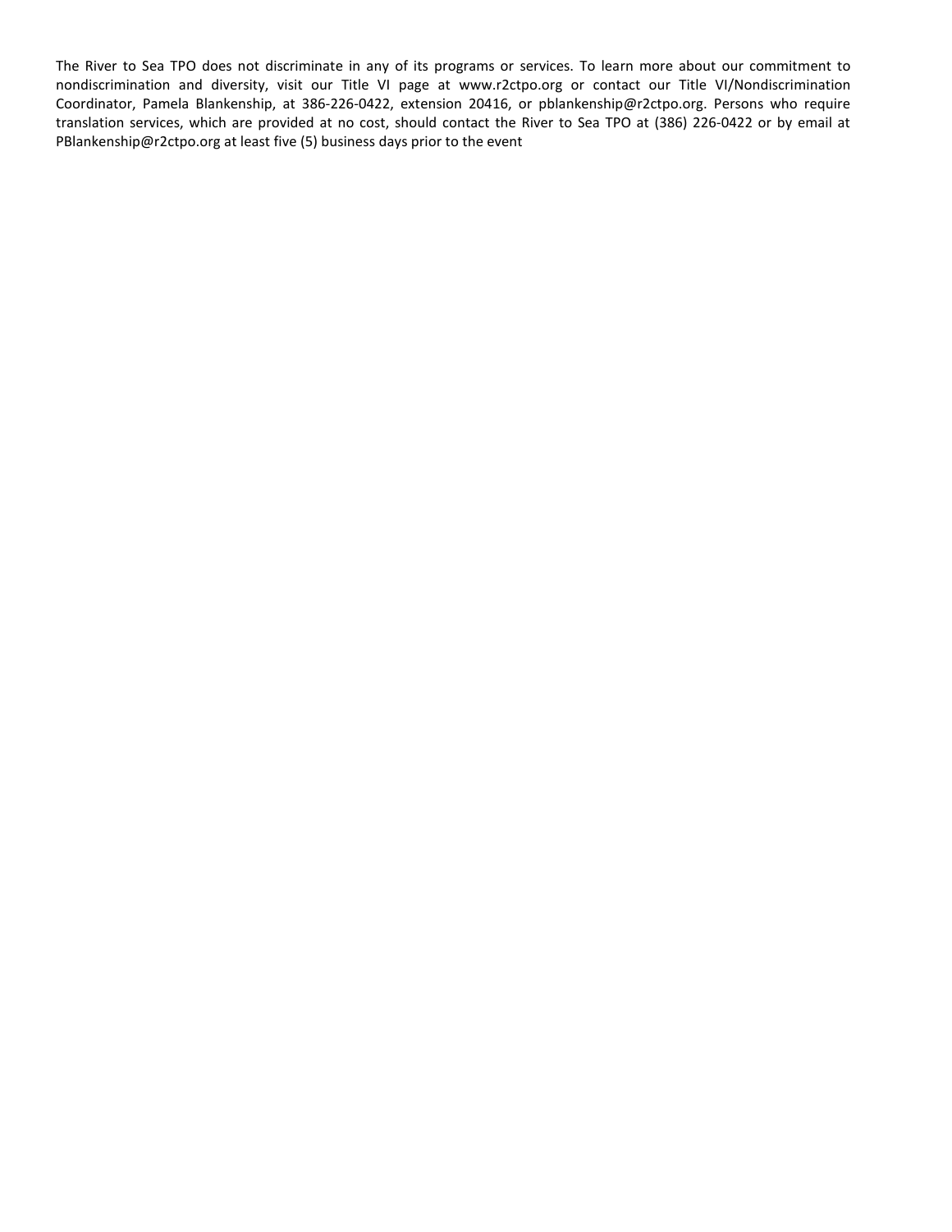The River to Sea TPO does not discriminate in any of its programs or services. To learn more about our commitment to nondiscrimination and diversity, visit our Title VI page at www.r2ctpo.org or contact our Title VI/Nondiscrimination Coordinator, Pamela Blankenship, at 386-226-0422, extension 20416, or pblankenship@r2ctpo.org. Persons who require translation services, which are provided at no cost, should contact the River to Sea TPO at (386) 226-0422 or by email at PBlankenship@r2ctpo.org at least five (5) business days prior to the event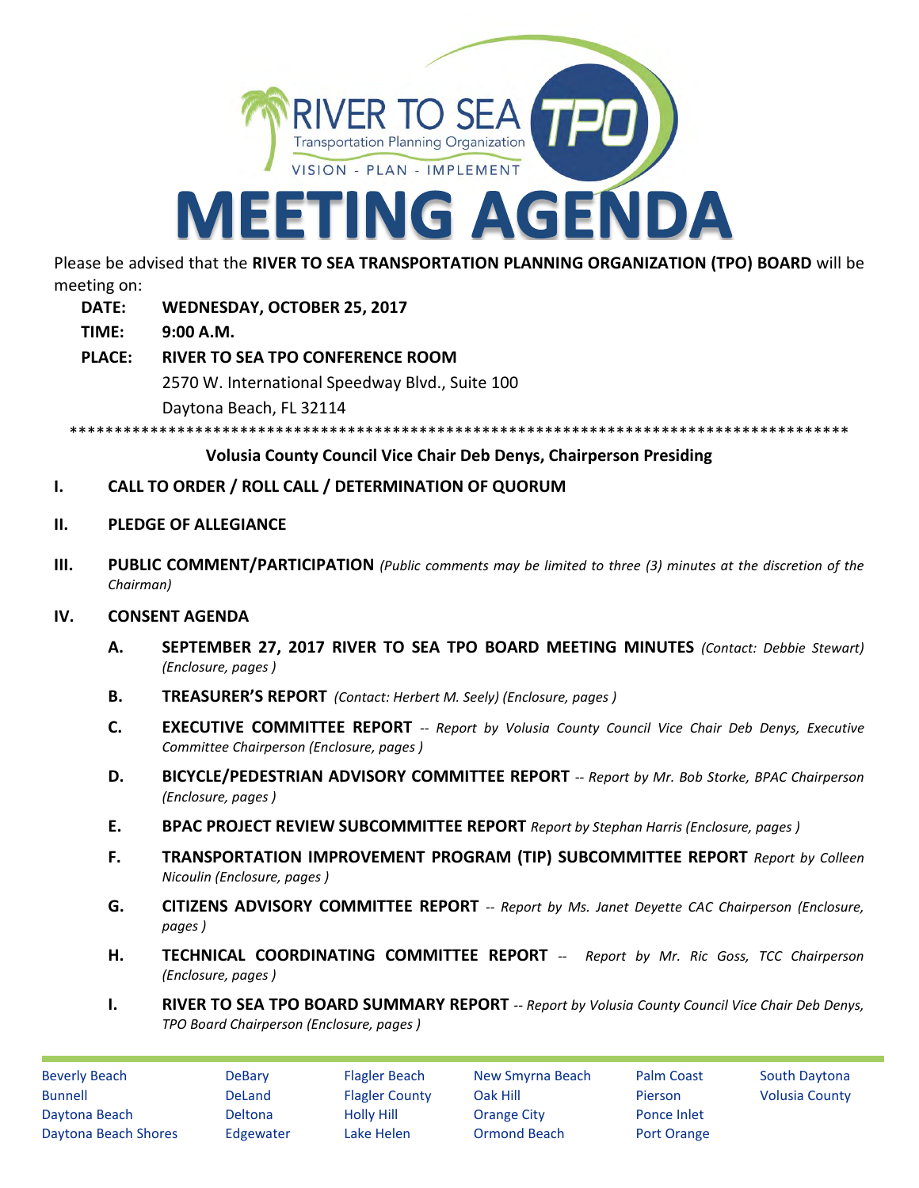# MEETING AGENDA

Please be advised that the **RIVER TO SEA TRANSPORTATION PLANNING ORGANIZATION (TPO) BOARD** will be meeting on:

**DATE:** **WEDNESDAY, OCTOBER 25, 2017**

**TIME:** **9:00 A.M.**

**PLACE:** **RIVER TO SEA TPO CONFERENCE ROOM**
2570 W. International Speedway Blvd., Suite 100
Daytona Beach, FL 32114

\*\*\*\*\*\*\*\*\*\*\*\*\*\*\*\*\*\*\*\*\*\*\*\*\*\*\*\*\*\*\*\*\*\*\*\*\*\*\*\*\*\*\*\*\*\*\*\*\*\*\*\*\*\*\*\*\*\*\*\*\*\*\*\*\*\*\*\*\*\*\*\*\*\*\*\*\*\*\*\*\*\*\*\*\*\*\*\*\*\*

**Volusia County Council Vice Chair Deb Denys, Chairperson Presiding**

**I. CALL TO ORDER / ROLL CALL / DETERMINATION OF QUORUM**

**II. PLEDGE OF ALLEGIANCE**

**III. PUBLIC COMMENT/PARTICIPATION** *(Public comments may be limited to three (3) minutes at the discretion of the Chairman)*

**IV. CONSENT AGENDA**

**A. SEPTEMBER 27, 2017 RIVER TO SEA TPO BOARD MEETING MINUTES** *(Contact: Debbie Stewart) (Enclosure, pages )*

**B. TREASURER'S REPORT** *(Contact: Herbert M. Seely) (Enclosure, pages )*

**C. EXECUTIVE COMMITTEE REPORT** *-- Report by Volusia County Council Vice Chair Deb Denys, Executive Committee Chairperson (Enclosure, pages )*

**D. BICYCLE/PEDESTRIAN ADVISORY COMMITTEE REPORT** *-- Report by Mr. Bob Storke, BPAC Chairperson (Enclosure, pages )*

**E. BPAC PROJECT REVIEW SUBCOMMITTEE REPORT** *Report by Stephan Harris (Enclosure, pages )*

**F. TRANSPORTATION IMPROVEMENT PROGRAM (TIP) SUBCOMMITTEE REPORT** *Report by Colleen Nicoulin (Enclosure, pages )*

**G. CITIZENS ADVISORY COMMITTEE REPORT** *-- Report by Ms. Janet Deyette CAC Chairperson (Enclosure, pages )*

**H. TECHNICAL COORDINATING COMMITTEE REPORT** *-- Report by Mr. Ric Goss, TCC Chairperson (Enclosure, pages )*

**I. RIVER TO SEA TPO BOARD SUMMARY REPORT** *-- Report by Volusia County Council Vice Chair Deb Denys, TPO Board Chairperson (Enclosure, pages )*

Beverly Beach, Bunnell, Daytona Beach, Daytona Beach Shores, DeBary, DeLand, Deltona, Edgewater, Flagler Beach, Flagler County, Holly Hill, Lake Helen, New Smyrna Beach, Oak Hill, Orange City, Ormond Beach, Palm Coast, Pierson, Ponce Inlet, Port Orange, South Daytona, Volusia County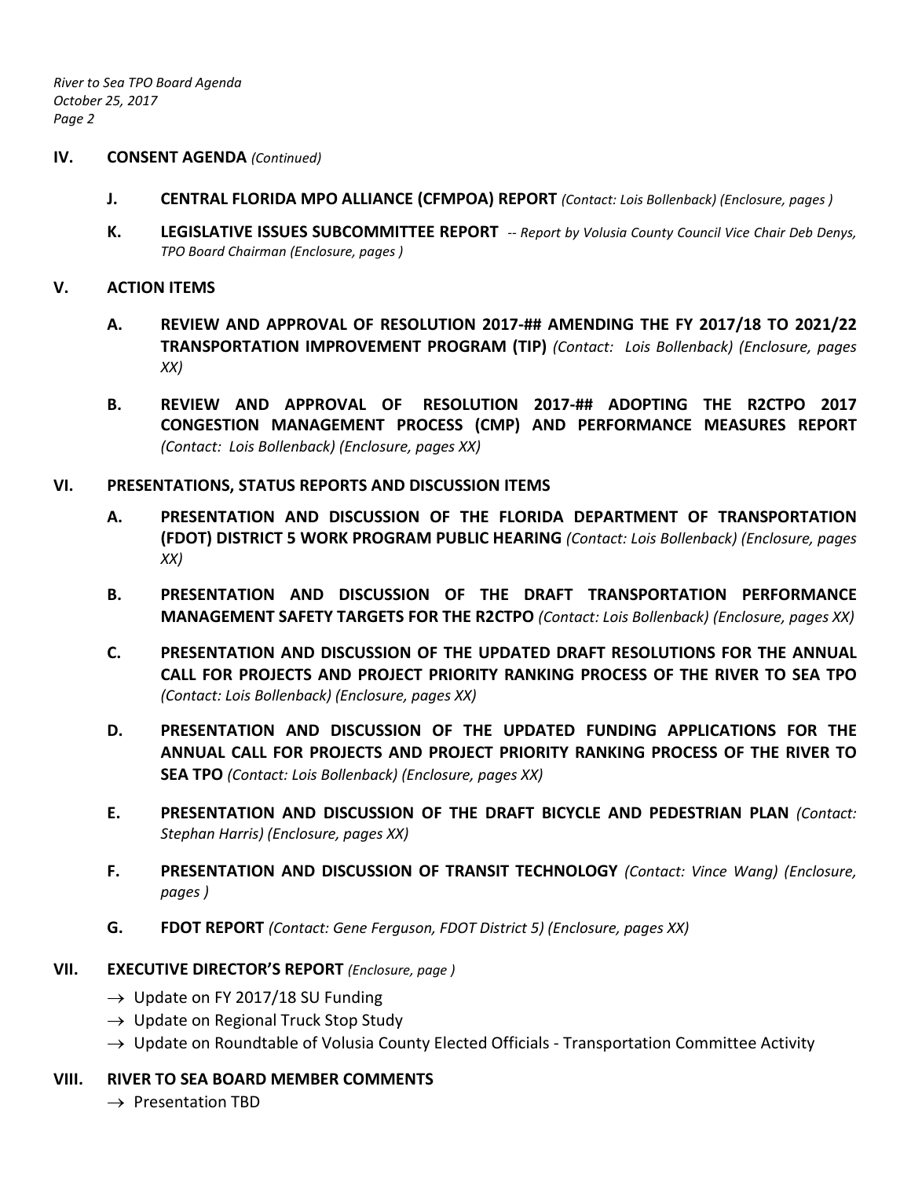## IV. CONSENT AGENDA *(Continued)*

**J. CENTRAL FLORIDA MPO ALLIANCE (CFMPOA) REPORT** *(Contact: Lois Bollenback) (Enclosure, pages )*

**K. LEGISLATIVE ISSUES SUBCOMMITTEE REPORT** *-- Report by Volusia County Council Vice Chair Deb Denys, TPO Board Chairman (Enclosure, pages )*

## V. ACTION ITEMS

**A. REVIEW AND APPROVAL OF RESOLUTION 2017-## AMENDING THE FY 2017/18 TO 2021/22 TRANSPORTATION IMPROVEMENT PROGRAM (TIP)** *(Contact: Lois Bollenback) (Enclosure, pages XX)*

**B. REVIEW AND APPROVAL OF RESOLUTION 2017-## ADOPTING THE R2CTPO 2017 CONGESTION MANAGEMENT PROCESS (CMP) AND PERFORMANCE MEASURES REPORT** *(Contact: Lois Bollenback) (Enclosure, pages XX)*

## VI. PRESENTATIONS, STATUS REPORTS AND DISCUSSION ITEMS

**A. PRESENTATION AND DISCUSSION OF THE FLORIDA DEPARTMENT OF TRANSPORTATION (FDOT) DISTRICT 5 WORK PROGRAM PUBLIC HEARING** *(Contact: Lois Bollenback) (Enclosure, pages XX)*

**B. PRESENTATION AND DISCUSSION OF THE DRAFT TRANSPORTATION PERFORMANCE MANAGEMENT SAFETY TARGETS FOR THE R2CTPO** *(Contact: Lois Bollenback) (Enclosure, pages XX)*

**C. PRESENTATION AND DISCUSSION OF THE UPDATED DRAFT RESOLUTIONS FOR THE ANNUAL CALL FOR PROJECTS AND PROJECT PRIORITY RANKING PROCESS OF THE RIVER TO SEA TPO** *(Contact: Lois Bollenback) (Enclosure, pages XX)*

**D. PRESENTATION AND DISCUSSION OF THE UPDATED FUNDING APPLICATIONS FOR THE ANNUAL CALL FOR PROJECTS AND PROJECT PRIORITY RANKING PROCESS OF THE RIVER TO SEA TPO** *(Contact: Lois Bollenback) (Enclosure, pages XX)*

**E. PRESENTATION AND DISCUSSION OF THE DRAFT BICYCLE AND PEDESTRIAN PLAN** *(Contact: Stephan Harris) (Enclosure, pages XX)*

**F. PRESENTATION AND DISCUSSION OF TRANSIT TECHNOLOGY** *(Contact: Vince Wang) (Enclosure, pages )*

**G. FDOT REPORT** *(Contact: Gene Ferguson, FDOT District 5) (Enclosure, pages XX)*

## VII. EXECUTIVE DIRECTOR'S REPORT *(Enclosure, page )*

→ Update on FY 2017/18 SU Funding
→ Update on Regional Truck Stop Study
→ Update on Roundtable of Volusia County Elected Officials - Transportation Committee Activity

## VIII. RIVER TO SEA BOARD MEMBER COMMENTS

→ Presentation TBD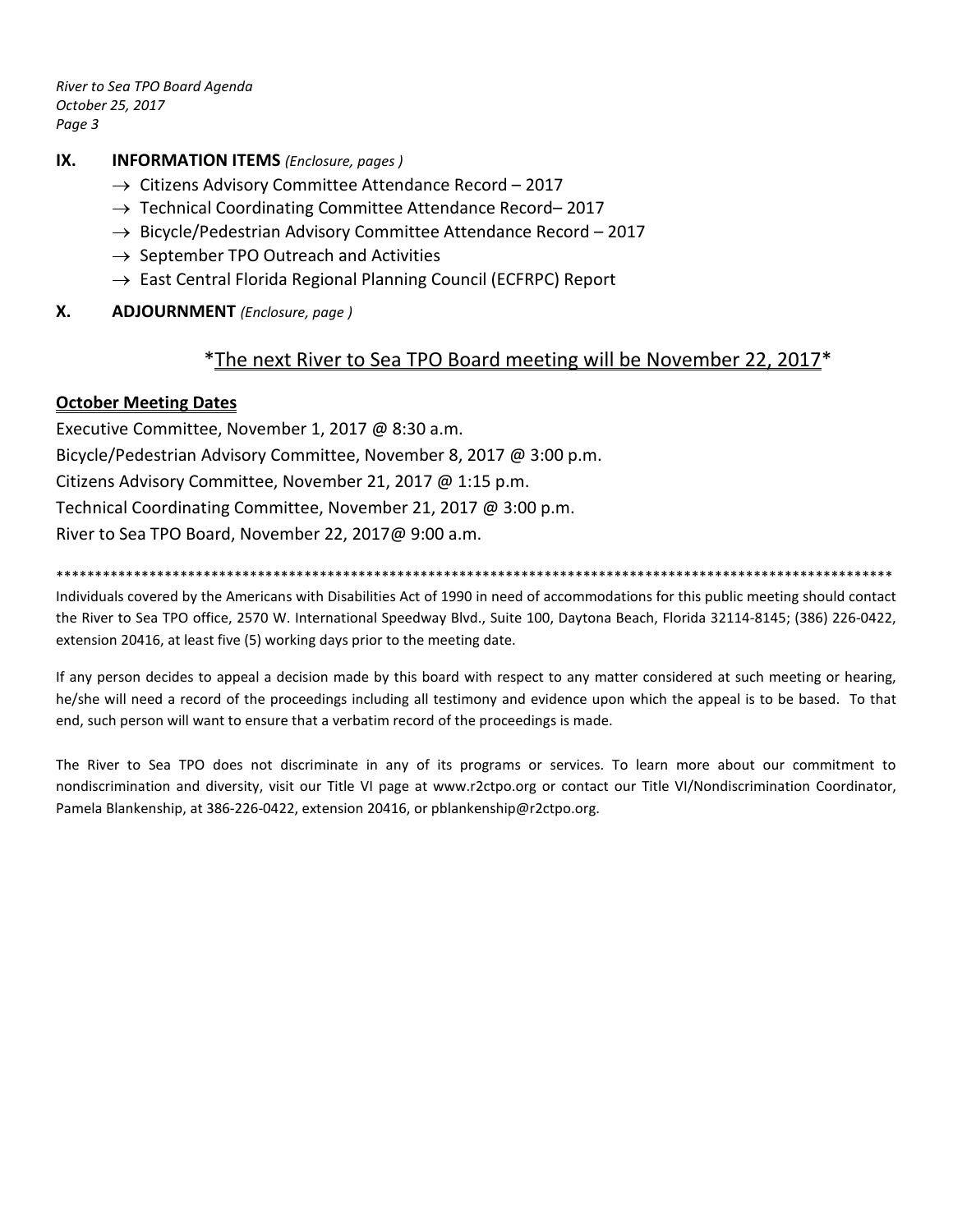## IX. INFORMATION ITEMS *(Enclosure, pages )*

- → Citizens Advisory Committee Attendance Record – 2017
- → Technical Coordinating Committee Attendance Record– 2017
- → Bicycle/Pedestrian Advisory Committee Attendance Record – 2017
- → September TPO Outreach and Activities
- → East Central Florida Regional Planning Council (ECFRPC) Report

## X. ADJOURNMENT *(Enclosure, page )*

\*<u>The next River to Sea TPO Board meeting will be November 22, 2017</u>\*

**<u>October Meeting Dates</u>**

Executive Committee, November 1, 2017 @ 8:30 a.m.

Bicycle/Pedestrian Advisory Committee, November 8, 2017 @ 3:00 p.m.

Citizens Advisory Committee, November 21, 2017 @ 1:15 p.m.

Technical Coordinating Committee, November 21, 2017 @ 3:00 p.m.

River to Sea TPO Board, November 22, 2017@ 9:00 a.m.

\*\*\*\*\*\*\*\*\*\*\*\*\*\*\*\*\*\*\*\*\*\*\*\*\*\*\*\*\*\*\*\*\*\*\*\*\*\*\*\*\*\*\*\*\*\*\*\*\*\*\*\*\*\*\*\*\*\*\*\*\*\*\*\*\*\*\*\*\*\*\*\*\*\*\*\*\*\*\*\*\*\*\*\*\*\*\*\*\*\*\*\*\*\*\*\*\*\*\*\*\*\*\*\*\*\*\*\*\*\*\*\*\*

Individuals covered by the Americans with Disabilities Act of 1990 in need of accommodations for this public meeting should contact the River to Sea TPO office, 2570 W. International Speedway Blvd., Suite 100, Daytona Beach, Florida 32114-8145; (386) 226-0422, extension 20416, at least five (5) working days prior to the meeting date.

If any person decides to appeal a decision made by this board with respect to any matter considered at such meeting or hearing, he/she will need a record of the proceedings including all testimony and evidence upon which the appeal is to be based. To that end, such person will want to ensure that a verbatim record of the proceedings is made.

The River to Sea TPO does not discriminate in any of its programs or services. To learn more about our commitment to nondiscrimination and diversity, visit our Title VI page at www.r2ctpo.org or contact our Title VI/Nondiscrimination Coordinator, Pamela Blankenship, at 386-226-0422, extension 20416, or pblankenship@r2ctpo.org.